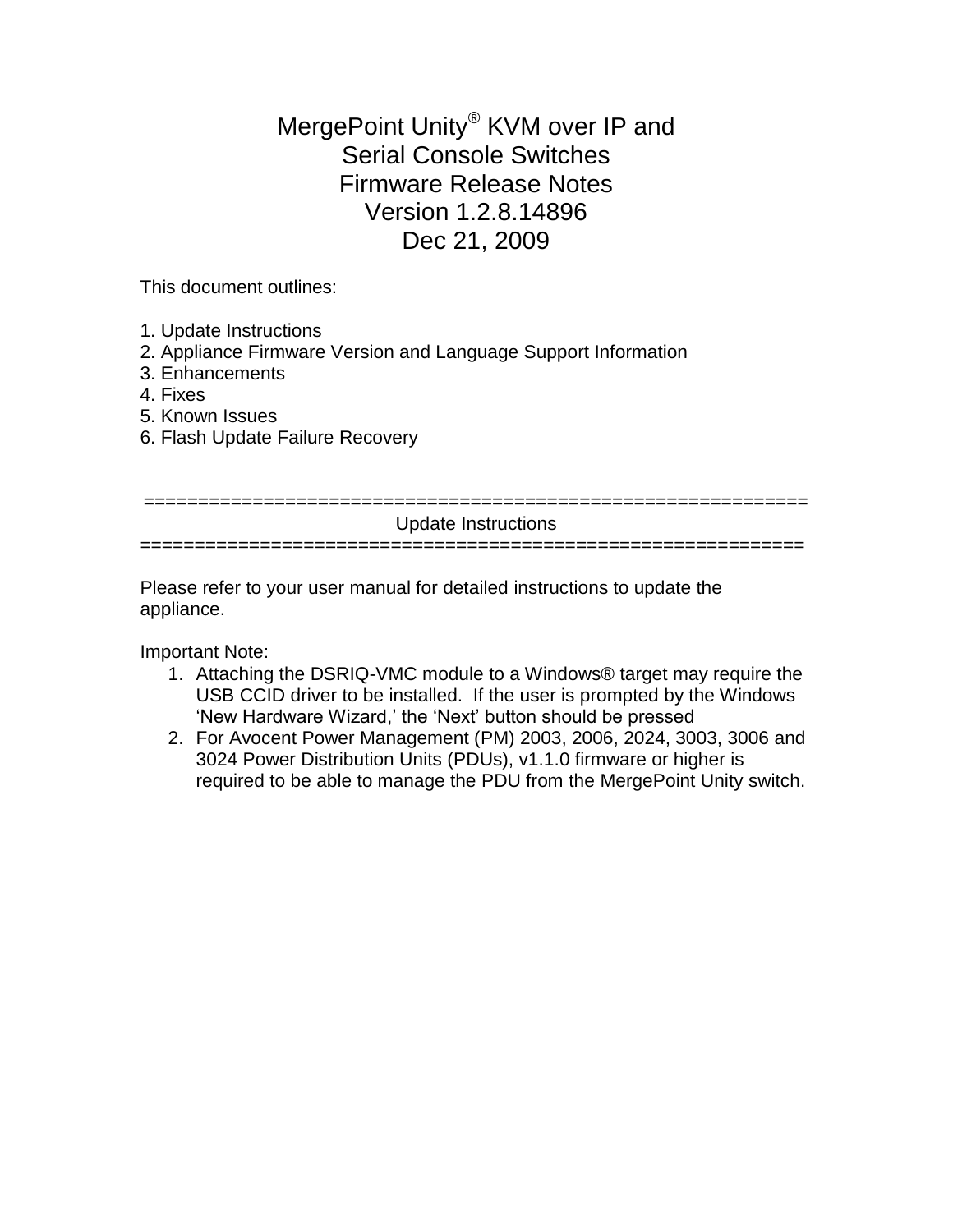# MergePoint Unity® KVM over IP and Serial Console Switches Firmware Release Notes Version 1.2.8.14896 Dec 21, 2009

This document outlines:

1. Update Instructions
2. Appliance Firmware Version and Language Support Information
3. Enhancements
4. Fixes
5. Known Issues
6. Flash Update Failure Recovery

=============================================================

## Update Instructions

=============================================================

Please refer to your user manual for detailed instructions to update the appliance.

Important Note:

1. Attaching the DSRIQ-VMC module to a Windows® target may require the USB CCID driver to be installed. If the user is prompted by the Windows 'New Hardware Wizard,' the 'Next' button should be pressed
2. For Avocent Power Management (PM) 2003, 2006, 2024, 3003, 3006 and 3024 Power Distribution Units (PDUs), v1.1.0 firmware or higher is required to be able to manage the PDU from the MergePoint Unity switch.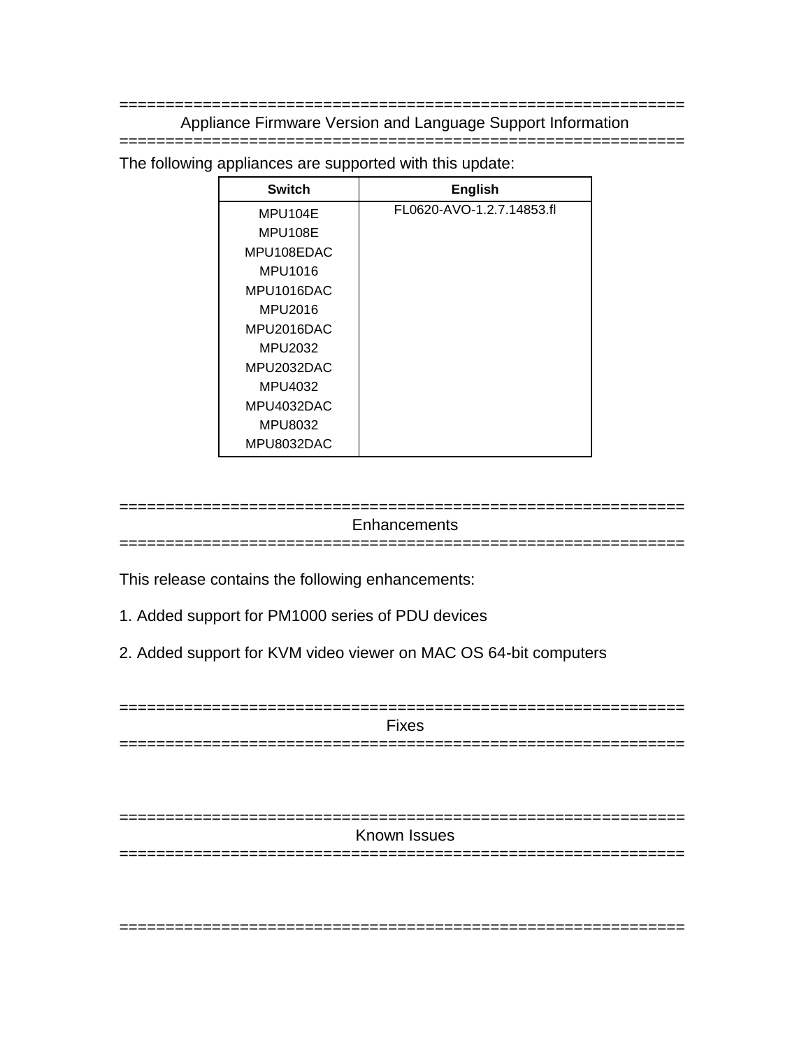## Appliance Firmware Version and Language Support Information

The following appliances are supported with this update:

| Switch | English |
|---|---|
| MPU104E<br>MPU108E<br>MPU108EDAC<br>MPU1016<br>MPU1016DAC<br>MPU2016<br>MPU2016DAC<br>MPU2032<br>MPU2032DAC<br>MPU4032<br>MPU4032DAC<br>MPU8032<br>MPU8032DAC | FL0620-AVO-1.2.7.14853.fl |

## Enhancements

This release contains the following enhancements:

1. Added support for PM1000 series of PDU devices

2. Added support for KVM video viewer on MAC OS 64-bit computers

## Fixes

## Known Issues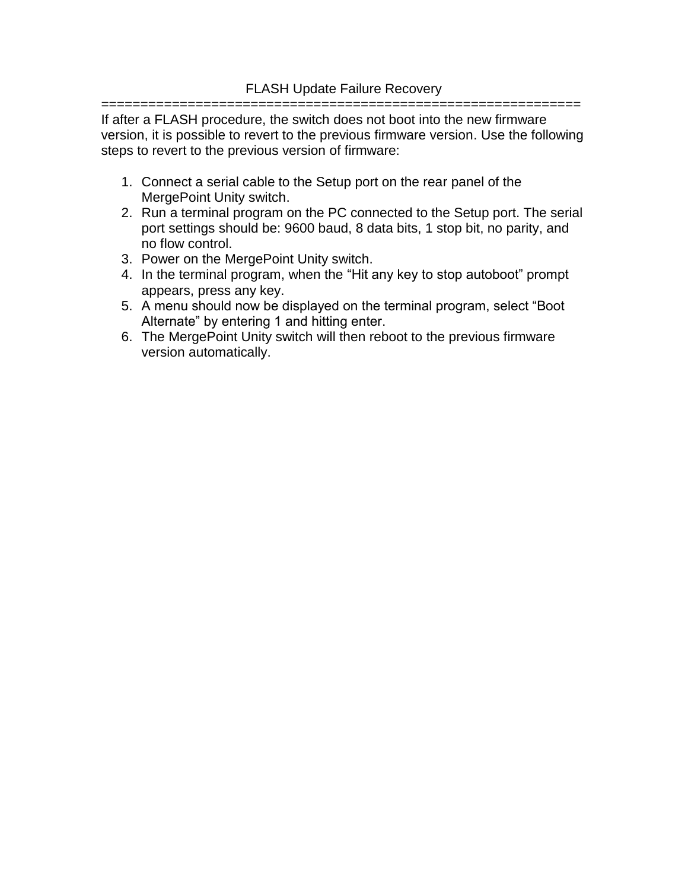# FLASH Update Failure Recovery

============================================================

If after a FLASH procedure, the switch does not boot into the new firmware version, it is possible to revert to the previous firmware version. Use the following steps to revert to the previous version of firmware:

1. Connect a serial cable to the Setup port on the rear panel of the MergePoint Unity switch.
2. Run a terminal program on the PC connected to the Setup port. The serial port settings should be: 9600 baud, 8 data bits, 1 stop bit, no parity, and no flow control.
3. Power on the MergePoint Unity switch.
4. In the terminal program, when the “Hit any key to stop autoboot” prompt appears, press any key.
5. A menu should now be displayed on the terminal program, select “Boot Alternate” by entering 1 and hitting enter.
6. The MergePoint Unity switch will then reboot to the previous firmware version automatically.